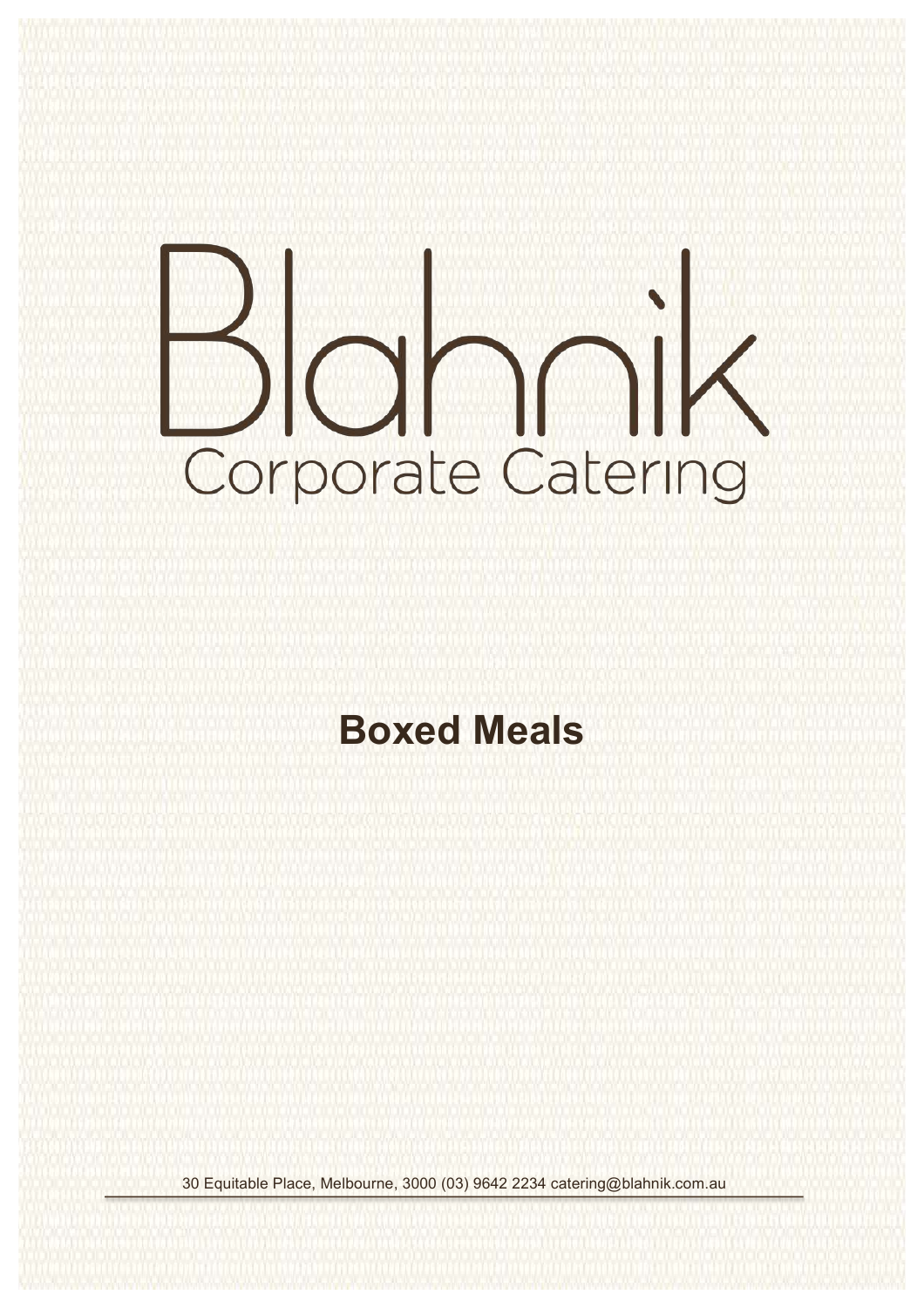# Blahnik

## Corporate Catering

# Boxed Meals

30 Equitable Place, Melbourne, 3000 (03) 9642 2234 catering@blahnik.com.au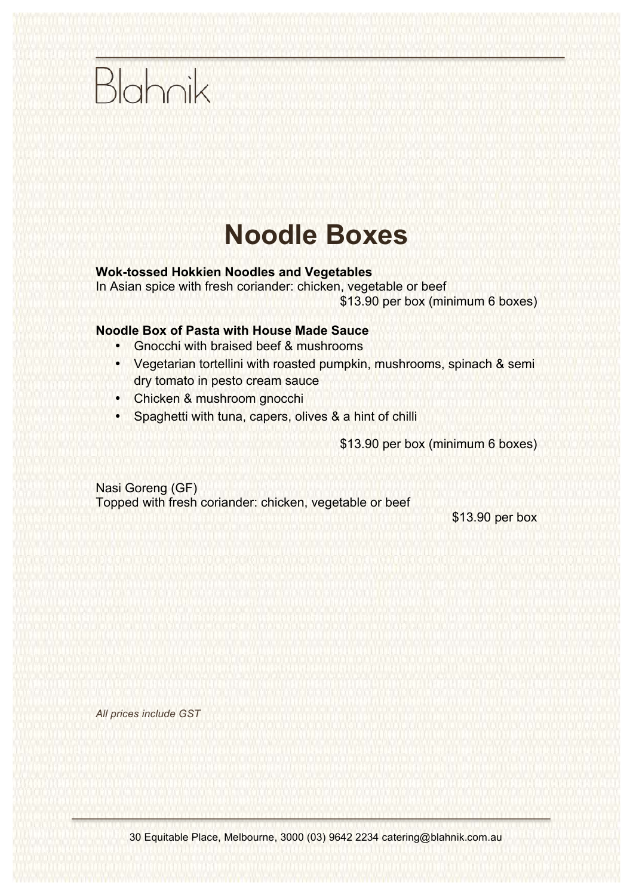Blahnik

# Noodle Boxes

**Wok-tossed Hokkien Noodles and Vegetables**
In Asian spice with fresh coriander: chicken, vegetable or beef

$13.90 per box (minimum 6 boxes)

**Noodle Box of Pasta with House Made Sauce**

- Gnocchi with braised beef & mushrooms
- Vegetarian tortellini with roasted pumpkin, mushrooms, spinach & semi dry tomato in pesto cream sauce
- Chicken & mushroom gnocchi
- Spaghetti with tuna, capers, olives & a hint of chilli

$13.90 per box (minimum 6 boxes)

Nasi Goreng (GF)
Topped with fresh coriander: chicken, vegetable or beef

$13.90 per box

*All prices include GST*

30 Equitable Place, Melbourne, 3000 (03) 9642 2234 catering@blahnik.com.au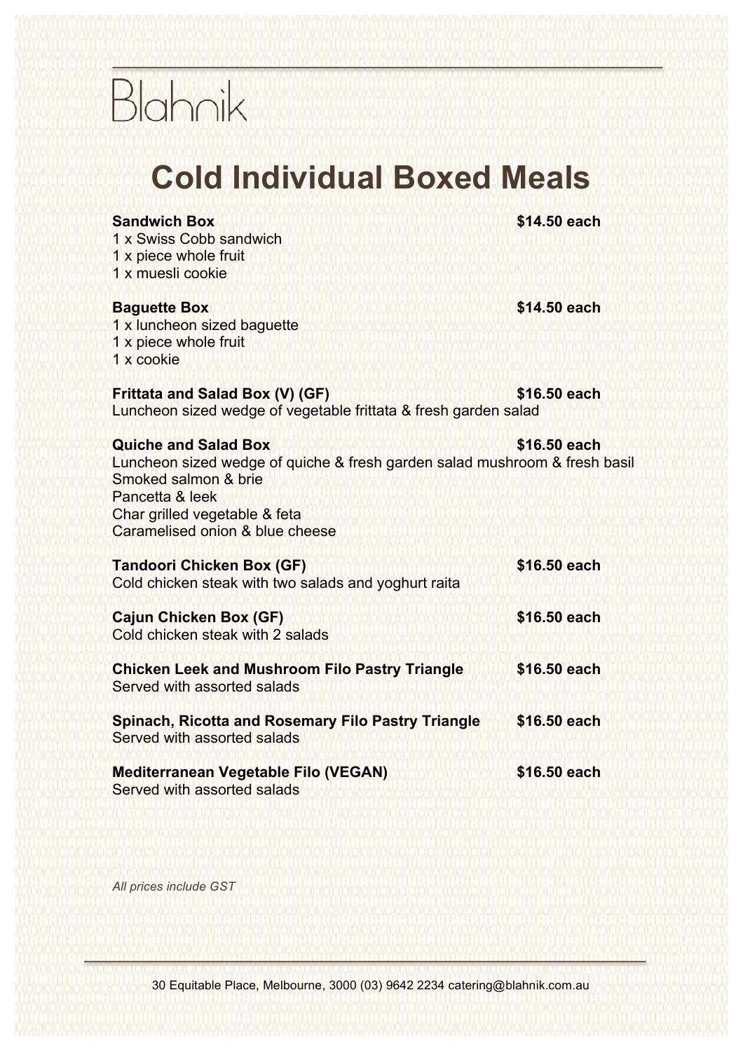Blahnik

# Cold Individual Boxed Meals

**Sandwich Box** **$14.50 each**
1 x Swiss Cobb sandwich
1 x piece whole fruit
1 x muesli cookie

**Baguette Box** **$14.50 each**
1 x luncheon sized baguette
1 x piece whole fruit
1 x cookie

**Frittata and Salad Box (V) (GF)** **$16.50 each**
Luncheon sized wedge of vegetable frittata & fresh garden salad

**Quiche and Salad Box** **$16.50 each**
Luncheon sized wedge of quiche & fresh garden salad mushroom & fresh basil
Smoked salmon & brie
Pancetta & leek
Char grilled vegetable & feta
Caramelised onion & blue cheese

**Tandoori Chicken Box (GF)** **$16.50 each**
Cold chicken steak with two salads and yoghurt raita

**Cajun Chicken Box (GF)** **$16.50 each**
Cold chicken steak with 2 salads

**Chicken Leek and Mushroom Filo Pastry Triangle** **$16.50 each**
Served with assorted salads

**Spinach, Ricotta and Rosemary Filo Pastry Triangle** **$16.50 each**
Served with assorted salads

**Mediterranean Vegetable Filo (VEGAN)** **$16.50 each**
Served with assorted salads

*All prices include GST*

30 Equitable Place, Melbourne, 3000 (03) 9642 2234 catering@blahnik.com.au